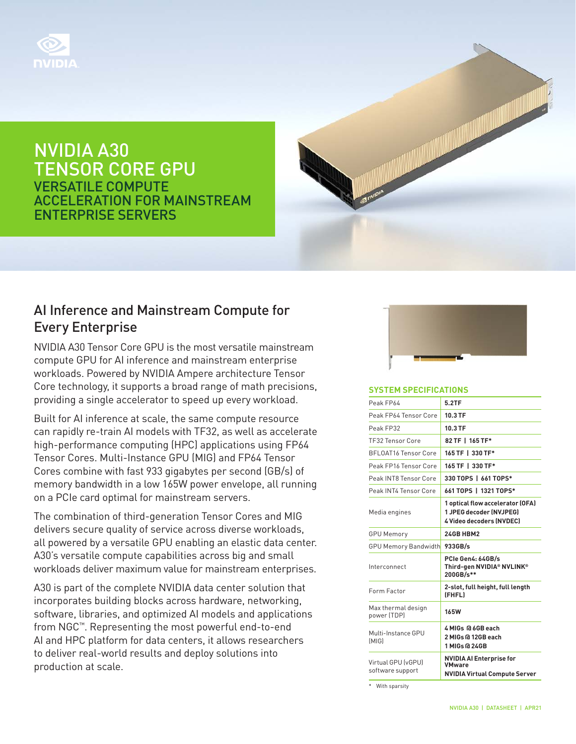# NVIDIA A30 TENSOR CORE GPU

## VERSATILE COMPUTE ACCELERATION FOR MAINSTREAM ENTERPRISE SERVERS

## AI Inference and Mainstream Compute for Every Enterprise

NVIDIA A30 Tensor Core GPU is the most versatile mainstream compute GPU for AI inference and mainstream enterprise workloads. Powered by NVIDIA Ampere architecture Tensor Core technology, it supports a broad range of math precisions, providing a single accelerator to speed up every workload.

Built for AI inference at scale, the same compute resource can rapidly re-train AI models with TF32, as well as accelerate high-performance computing (HPC) applications using FP64 Tensor Cores. Multi-Instance GPU (MIG) and FP64 Tensor Cores combine with fast 933 gigabytes per second (GB/s) of memory bandwidth in a low 165W power envelope, all running on a PCIe card optimal for mainstream servers.

The combination of third-generation Tensor Cores and MIG delivers secure quality of service across diverse workloads, all powered by a versatile GPU enabling an elastic data center. A30's versatile compute capabilities across big and small workloads deliver maximum value for mainstream enterprises.

A30 is part of the complete NVIDIA data center solution that incorporates building blocks across hardware, networking, software, libraries, and optimized AI models and applications from NGC™. Representing the most powerful end-to-end AI and HPC platform for data centers, it allows researchers to deliver real-world results and deploy solutions into production at scale.

### SYSTEM SPECIFICATIONS

| | |
|---|---|
| Peak FP64 | **5.2TF** |
| Peak FP64 Tensor Core | **10.3 TF** |
| Peak FP32 | **10.3 TF** |
| TF32 Tensor Core | **82 TF \| 165 TF*** |
| BFLOAT16 Tensor Core | **165 TF \| 330 TF*** |
| Peak FP16 Tensor Core | **165 TF \| 330 TF*** |
| Peak INT8 Tensor Core | **330 TOPS \| 661 TOPS*** |
| Peak INT4 Tensor Core | **661 TOPS \| 1321 TOPS*** |
| Media engines | **1 optical flow accelerator (OFA)<br>1 JPEG decoder (NVJPEG)<br>4 Video decoders (NVDEC)** |
| GPU Memory | **24GB HBM2** |
| GPU Memory Bandwidth | **933GB/s** |
| Interconnect | **PCIe Gen4: 64GB/s<br>Third-gen NVIDIA® NVLINK® 200GB/s**** |
| Form Factor | **2-slot, full height, full length (FHFL)** |
| Max thermal design power (TDP) | **165W** |
| Multi-Instance GPU (MIG) | **4 MIGs @ 6GB each<br>2 MIGs @ 12GB each<br>1 MIGs @ 24GB** |
| Virtual GPU (vGPU) software support | **NVIDIA AI Enterprise for VMware<br>NVIDIA Virtual Compute Server** |

\* With sparsity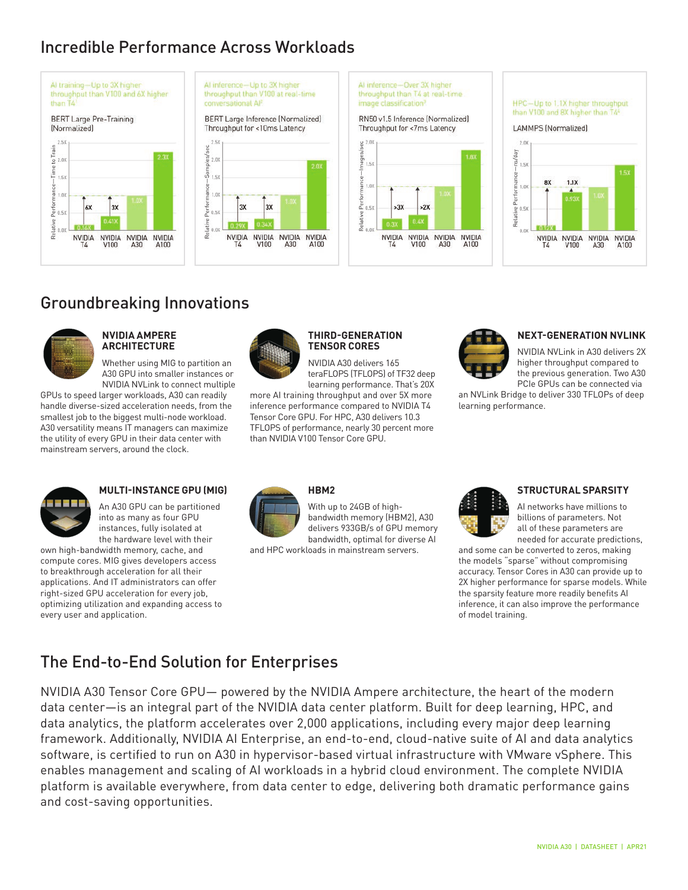## Incredible Performance Across Workloads

AI training—Up to 3X higher throughput than V100 and 6X higher than T4[1]

BERT Large Pre-Training (Normalized)

| | NVIDIA T4 | NVIDIA V100 | NVIDIA A30 | NVIDIA A100 |
|---|---|---|---|---|
| Relative Performance—Time to Train | 0.16X (6X) | 0.41X (3X) | 1.0X | 2.3X |

AI inference—Up to 3X higher throughput than V100 at real-time conversational AI[2]

BERT Large Inference (Normalized) Throughput for <10ms Latency

| | NVIDIA T4 | NVIDIA V100 | NVIDIA A30 | NVIDIA A100 |
|---|---|---|---|---|
| Relative Performance—Samples/sec | 0.29X (3X) | 0.34X (3X) | 1.0X | 2.0X |

AI inference—Over 3X higher throughput than T4 at real-time image classification[3]

RN50 v1.5 Inference (Normalized) Throughput for <7ms Latency

| | NVIDIA T4 | NVIDIA V100 | NVIDIA A30 | NVIDIA A100 |
|---|---|---|---|---|
| Relative Performance—Images/sec | 0.3X (>3X) | 0.4X (>2X) | 1.0X | 1.8X |

HPC—Up to 1.1X higher throughput than V100 and 8X higher than T4[4]

LAMMPS (Normalized)

| | NVIDIA T4 | NVIDIA V100 | NVIDIA A30 | NVIDIA A100 |
|---|---|---|---|---|
| Relative Performance—ns/day | 0.12X (8X) | 0.93X (1.1X) | 1.0X | 1.5X |

## Groundbreaking Innovations

### NVIDIA AMPERE ARCHITECTURE

Whether using MIG to partition an A30 GPU into smaller instances or NVIDIA NVLink to connect multiple GPUs to speed larger workloads, A30 can readily handle diverse-sized acceleration needs, from the smallest job to the biggest multi-node workload. A30 versatility means IT managers can maximize the utility of every GPU in their data center with mainstream servers, around the clock.

### THIRD-GENERATION TENSOR CORES

NVIDIA A30 delivers 165 teraFLOPS (TFLOPS) of TF32 deep learning performance. That's 20X more AI training throughput and over 5X more inference performance compared to NVIDIA T4 Tensor Core GPU. For HPC, A30 delivers 10.3 TFLOPS of performance, nearly 30 percent more than NVIDIA V100 Tensor Core GPU.

### NEXT-GENERATION NVLINK

NVIDIA NVLink in A30 delivers 2X higher throughput compared to the previous generation. Two A30 PCIe GPUs can be connected via an NVLink Bridge to deliver 330 TFLOPs of deep learning performance.

### MULTI-INSTANCE GPU (MIG)

An A30 GPU can be partitioned into as many as four GPU instances, fully isolated at the hardware level with their own high-bandwidth memory, cache, and compute cores. MIG gives developers access to breakthrough acceleration for all their applications. And IT administrators can offer right-sized GPU acceleration for every job, optimizing utilization and expanding access to every user and application.

### HBM2

With up to 24GB of high-bandwidth memory (HBM2), A30 delivers 933GB/s of GPU memory bandwidth, optimal for diverse AI and HPC workloads in mainstream servers.

### STRUCTURAL SPARSITY

AI networks have millions to billions of parameters. Not all of these parameters are needed for accurate predictions, and some can be converted to zeros, making the models "sparse" without compromising accuracy. Tensor Cores in A30 can provide up to 2X higher performance for sparse models. While the sparsity feature more readily benefits AI inference, it can also improve the performance of model training.

## The End-to-End Solution for Enterprises

NVIDIA A30 Tensor Core GPU— powered by the NVIDIA Ampere architecture, the heart of the modern data center—is an integral part of the NVIDIA data center platform. Built for deep learning, HPC, and data analytics, the platform accelerates over 2,000 applications, including every major deep learning framework. Additionally, NVIDIA AI Enterprise, an end-to-end, cloud-native suite of AI and data analytics software, is certified to run on A30 in hypervisor-based virtual infrastructure with VMware vSphere. This enables management and scaling of AI workloads in a hybrid cloud environment. The complete NVIDIA platform is available everywhere, from data center to edge, delivering both dramatic performance gains and cost-saving opportunities.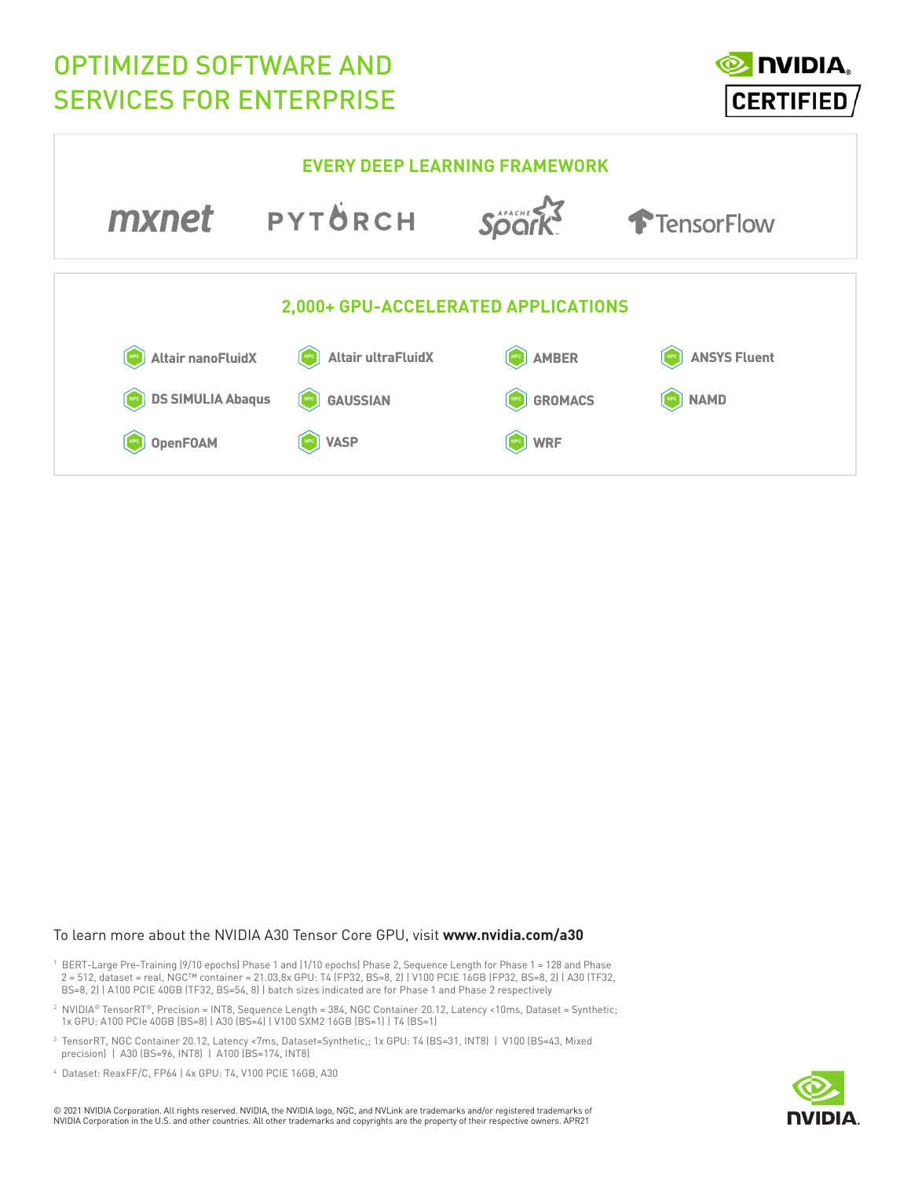# OPTIMIZED SOFTWARE AND SERVICES FOR ENTERPRISE

NVIDIA CERTIFIED

## EVERY DEEP LEARNING FRAMEWORK

mxnet

PYTORCH

Apache Spark

TensorFlow

## 2,000+ GPU-ACCELERATED APPLICATIONS

- Altair nanoFluidX
- Altair ultraFluidX
- AMBER
- ANSYS Fluent
- DS SIMULIA Abaqus
- GAUSSIAN
- GROMACS
- NAMD
- OpenFOAM
- VASP
- WRF

To learn more about the NVIDIA A30 Tensor Core GPU, visit **www.nvidia.com/a30**

[1] BERT-Large Pre-Training (9/10 epochs) Phase 1 and (1/10 epochs) Phase 2, Sequence Length for Phase 1 = 128 and Phase 2 = 512, dataset = real, NGC™ container = 21.03,8x GPU: T4 (FP32, BS=8, 2) | V100 PCIE 16GB (FP32, BS=8, 2) | A30 (TF32, BS=8, 2) | A100 PCIE 40GB (TF32, BS=54, 8) | batch sizes indicated are for Phase 1 and Phase 2 respectively

[2] NVIDIA® TensorRT®, Precision = INT8, Sequence Length = 384, NGC Container 20.12, Latency <10ms, Dataset = Synthetic; 1x GPU: A100 PCIe 40GB (BS=8) | A30 (BS=4) | V100 SXM2 16GB (BS=1) | T4 (BS=1)

[3] TensorRT, NGC Container 20.12, Latency <7ms, Dataset=Synthetic,; 1x GPU: T4 (BS=31, INT8) | V100 (BS=43, Mixed precision) | A30 (BS=96, INT8) | A100 (BS=174, INT8)

[4] Dataset: ReaxFF/C, FP64 | 4x GPU: T4, V100 PCIE 16GB, A30

© 2021 NVIDIA Corporation. All rights reserved. NVIDIA, the NVIDIA logo, NGC, and NVLink are trademarks and/or registered trademarks of NVIDIA Corporation in the U.S. and other countries. All other trademarks and copyrights are the property of their respective owners. APR21